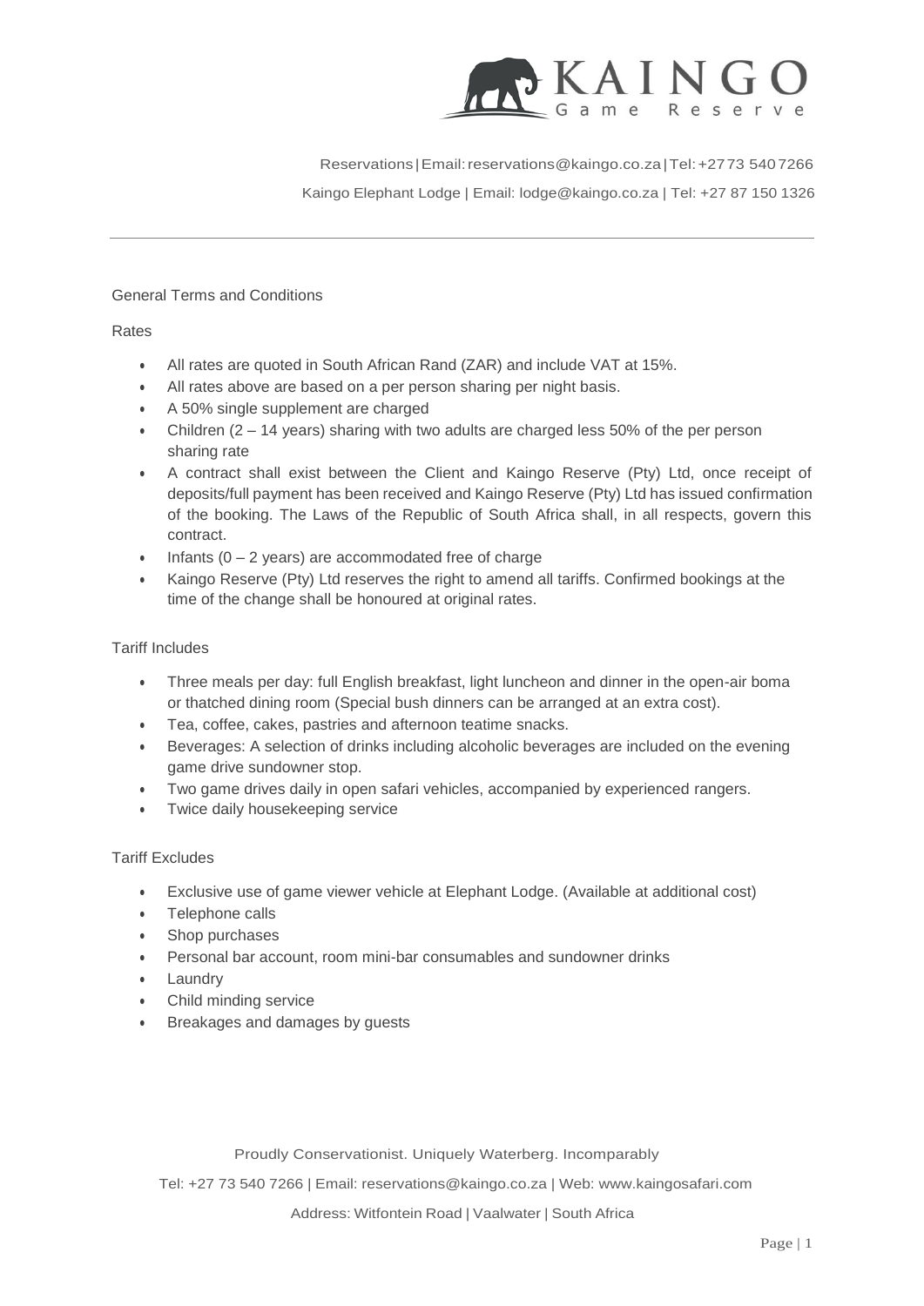KAINGO Game Reserve

Reservations | Email: reservations@kaingo.co.za | Tel: +27 73 540 7266

Kaingo Elephant Lodge | Email: lodge@kaingo.co.za | Tel: +27 87 150 1326

---

## General Terms and Conditions

### Rates

- All rates are quoted in South African Rand (ZAR) and include VAT at 15%.
- All rates above are based on a per person sharing per night basis.
- A 50% single supplement are charged
- Children (2 – 14 years) sharing with two adults are charged less 50% of the per person sharing rate
- A contract shall exist between the Client and Kaingo Reserve (Pty) Ltd, once receipt of deposits/full payment has been received and Kaingo Reserve (Pty) Ltd has issued confirmation of the booking. The Laws of the Republic of South Africa shall, in all respects, govern this contract.
- Infants (0 – 2 years) are accommodated free of charge
- Kaingo Reserve (Pty) Ltd reserves the right to amend all tariffs. Confirmed bookings at the time of the change shall be honoured at original rates.

### Tariff Includes

- Three meals per day: full English breakfast, light luncheon and dinner in the open-air boma or thatched dining room (Special bush dinners can be arranged at an extra cost).
- Tea, coffee, cakes, pastries and afternoon teatime snacks.
- Beverages: A selection of drinks including alcoholic beverages are included on the evening game drive sundowner stop.
- Two game drives daily in open safari vehicles, accompanied by experienced rangers.
- Twice daily housekeeping service

### Tariff Excludes

- Exclusive use of game viewer vehicle at Elephant Lodge. (Available at additional cost)
- Telephone calls
- Shop purchases
- Personal bar account, room mini-bar consumables and sundowner drinks
- Laundry
- Child minding service
- Breakages and damages by guests

Proudly Conservationist. Uniquely Waterberg. Incomparably

Tel: +27 73 540 7266 | Email: reservations@kaingo.co.za | Web: www.kaingosafari.com

Address: Witfontein Road | Vaalwater | South Africa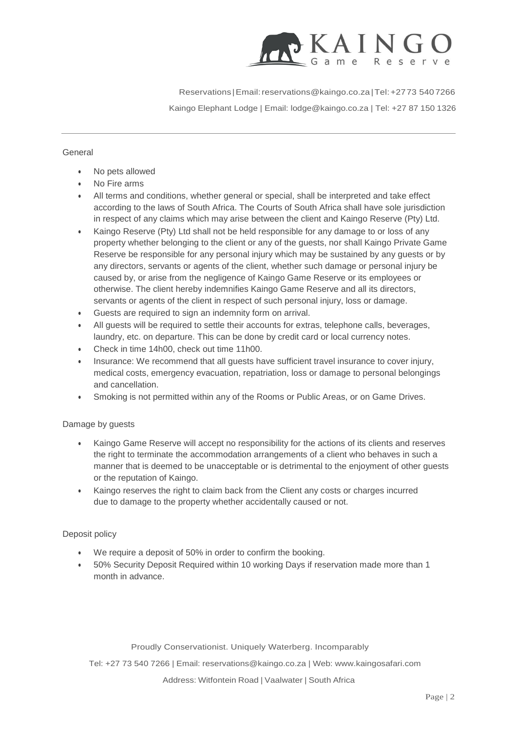## General

- No pets allowed
- No Fire arms
- All terms and conditions, whether general or special, shall be interpreted and take effect according to the laws of South Africa. The Courts of South Africa shall have sole jurisdiction in respect of any claims which may arise between the client and Kaingo Reserve (Pty) Ltd.
- Kaingo Reserve (Pty) Ltd shall not be held responsible for any damage to or loss of any property whether belonging to the client or any of the guests, nor shall Kaingo Private Game Reserve be responsible for any personal injury which may be sustained by any guests or by any directors, servants or agents of the client, whether such damage or personal injury be caused by, or arise from the negligence of Kaingo Game Reserve or its employees or otherwise. The client hereby indemnifies Kaingo Game Reserve and all its directors, servants or agents of the client in respect of such personal injury, loss or damage.
- Guests are required to sign an indemnity form on arrival.
- All guests will be required to settle their accounts for extras, telephone calls, beverages, laundry, etc. on departure. This can be done by credit card or local currency notes.
- Check in time 14h00, check out time 11h00.
- Insurance: We recommend that all guests have sufficient travel insurance to cover injury, medical costs, emergency evacuation, repatriation, loss or damage to personal belongings and cancellation.
- Smoking is not permitted within any of the Rooms or Public Areas, or on Game Drives.

## Damage by guests

- Kaingo Game Reserve will accept no responsibility for the actions of its clients and reserves the right to terminate the accommodation arrangements of a client who behaves in such a manner that is deemed to be unacceptable or is detrimental to the enjoyment of other guests or the reputation of Kaingo.
- Kaingo reserves the right to claim back from the Client any costs or charges incurred due to damage to the property whether accidentally caused or not.

## Deposit policy

- We require a deposit of 50% in order to confirm the booking.
- 50% Security Deposit Required within 10 working Days if reservation made more than 1 month in advance.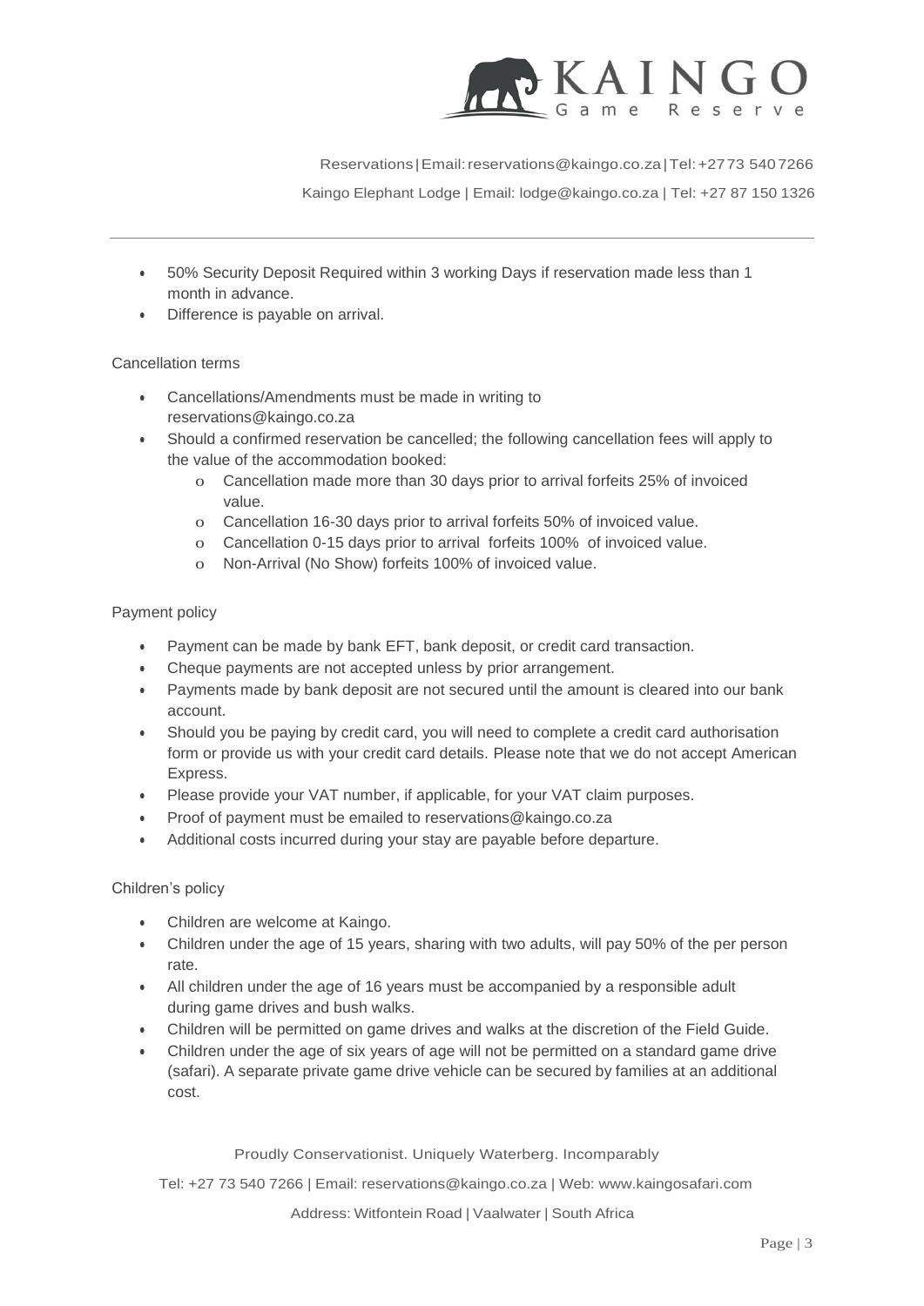- 50% Security Deposit Required within 3 working Days if reservation made less than 1 month in advance.
- Difference is payable on arrival.

## Cancellation terms

- Cancellations/Amendments must be made in writing to reservations@kaingo.co.za
- Should a confirmed reservation be cancelled; the following cancellation fees will apply to the value of the accommodation booked:
  - Cancellation made more than 30 days prior to arrival forfeits 25% of invoiced value.
  - Cancellation 16-30 days prior to arrival forfeits 50% of invoiced value.
  - Cancellation 0-15 days prior to arrival forfeits 100% of invoiced value.
  - Non-Arrival (No Show) forfeits 100% of invoiced value.

## Payment policy

- Payment can be made by bank EFT, bank deposit, or credit card transaction.
- Cheque payments are not accepted unless by prior arrangement.
- Payments made by bank deposit are not secured until the amount is cleared into our bank account.
- Should you be paying by credit card, you will need to complete a credit card authorisation form or provide us with your credit card details. Please note that we do not accept American Express.
- Please provide your VAT number, if applicable, for your VAT claim purposes.
- Proof of payment must be emailed to reservations@kaingo.co.za
- Additional costs incurred during your stay are payable before departure.

## Children's policy

- Children are welcome at Kaingo.
- Children under the age of 15 years, sharing with two adults, will pay 50% of the per person rate.
- All children under the age of 16 years must be accompanied by a responsible adult during game drives and bush walks.
- Children will be permitted on game drives and walks at the discretion of the Field Guide.
- Children under the age of six years of age will not be permitted on a standard game drive (safari). A separate private game drive vehicle can be secured by families at an additional cost.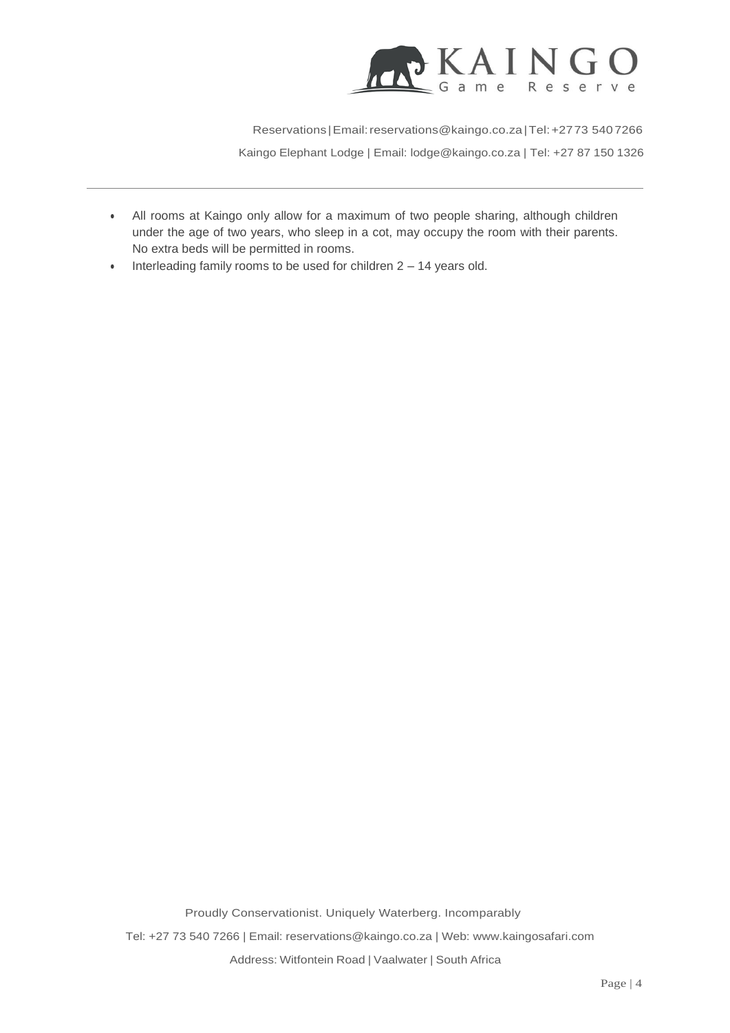- All rooms at Kaingo only allow for a maximum of two people sharing, although children under the age of two years, who sleep in a cot, may occupy the room with their parents. No extra beds will be permitted in rooms.
- Interleading family rooms to be used for children 2 – 14 years old.